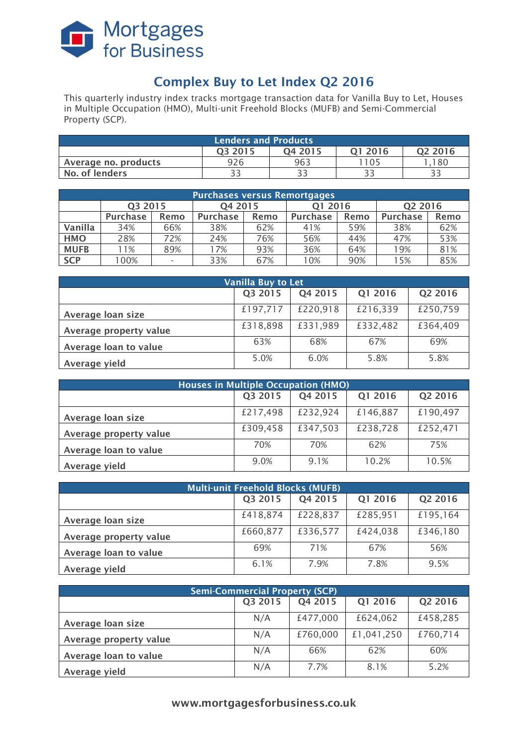Mortgages for Business

# Complex Buy to Let Index Q2 2016

This quarterly industry index tracks mortgage transaction data for Vanilla Buy to Let, Houses in Multiple Occupation (HMO), Multi-unit Freehold Blocks (MUFB) and Semi-Commercial Property (SCP).

| Lenders and Products | | | | |
|---|---|---|---|---|
| | Q3 2015 | Q4 2015 | Q1 2016 | Q2 2016 |
| Average no. products | 926 | 963 | 1105 | 1,180 |
| No. of lenders | 33 | 33 | 33 | 33 |

| Purchases versus Remortgages | | | | | | | | |
|---|---|---|---|---|---|---|---|---|
| | Q3 2015 | | Q4 2015 | | Q1 2016 | | Q2 2016 | |
| | Purchase | Remo | Purchase | Remo | Purchase | Remo | Purchase | Remo |
| **Vanilla** | 34% | 66% | 38% | 62% | 41% | 59% | 38% | 62% |
| **HMO** | 28% | 72% | 24% | 76% | 56% | 44% | 47% | 53% |
| **MUFB** | 11% | 89% | 17% | 93% | 36% | 64% | 19% | 81% |
| **SCP** | 100% | - | 33% | 67% | 10% | 90% | 15% | 85% |

| Vanilla Buy to Let | | | | |
|---|---|---|---|---|
| | Q3 2015 | Q4 2015 | Q1 2016 | Q2 2016 |
| Average loan size | £197,717 | £220,918 | £216,339 | £250,759 |
| Average property value | £318,898 | £331,989 | £332,482 | £364,409 |
| Average loan to value | 63% | 68% | 67% | 69% |
| Average yield | 5.0% | 6.0% | 5.8% | 5.8% |

| Houses in Multiple Occupation (HMO) | | | | |
|---|---|---|---|---|
| | Q3 2015 | Q4 2015 | Q1 2016 | Q2 2016 |
| Average loan size | £217,498 | £232,924 | £146,887 | £190,497 |
| Average property value | £309,458 | £347,503 | £238,728 | £252,471 |
| Average loan to value | 70% | 70% | 62% | 75% |
| Average yield | 9.0% | 9.1% | 10.2% | 10.5% |

| Multi-unit Freehold Blocks (MUFB) | | | | |
|---|---|---|---|---|
| | Q3 2015 | Q4 2015 | Q1 2016 | Q2 2016 |
| Average loan size | £418,874 | £228,837 | £285,951 | £195,164 |
| Average property value | £660,877 | £336,577 | £424,038 | £346,180 |
| Average loan to value | 69% | 71% | 67% | 56% |
| Average yield | 6.1% | 7.9% | 7.8% | 9.5% |

| Semi-Commercial Property (SCP) | | | | |
|---|---|---|---|---|
| | Q3 2015 | Q4 2015 | Q1 2016 | Q2 2016 |
| Average loan size | N/A | £477,000 | £624,062 | £458,285 |
| Average property value | N/A | £760,000 | £1,041,250 | £760,714 |
| Average loan to value | N/A | 66% | 62% | 60% |
| Average yield | N/A | 7.7% | 8.1% | 5.2% |

www.mortgagesforbusiness.co.uk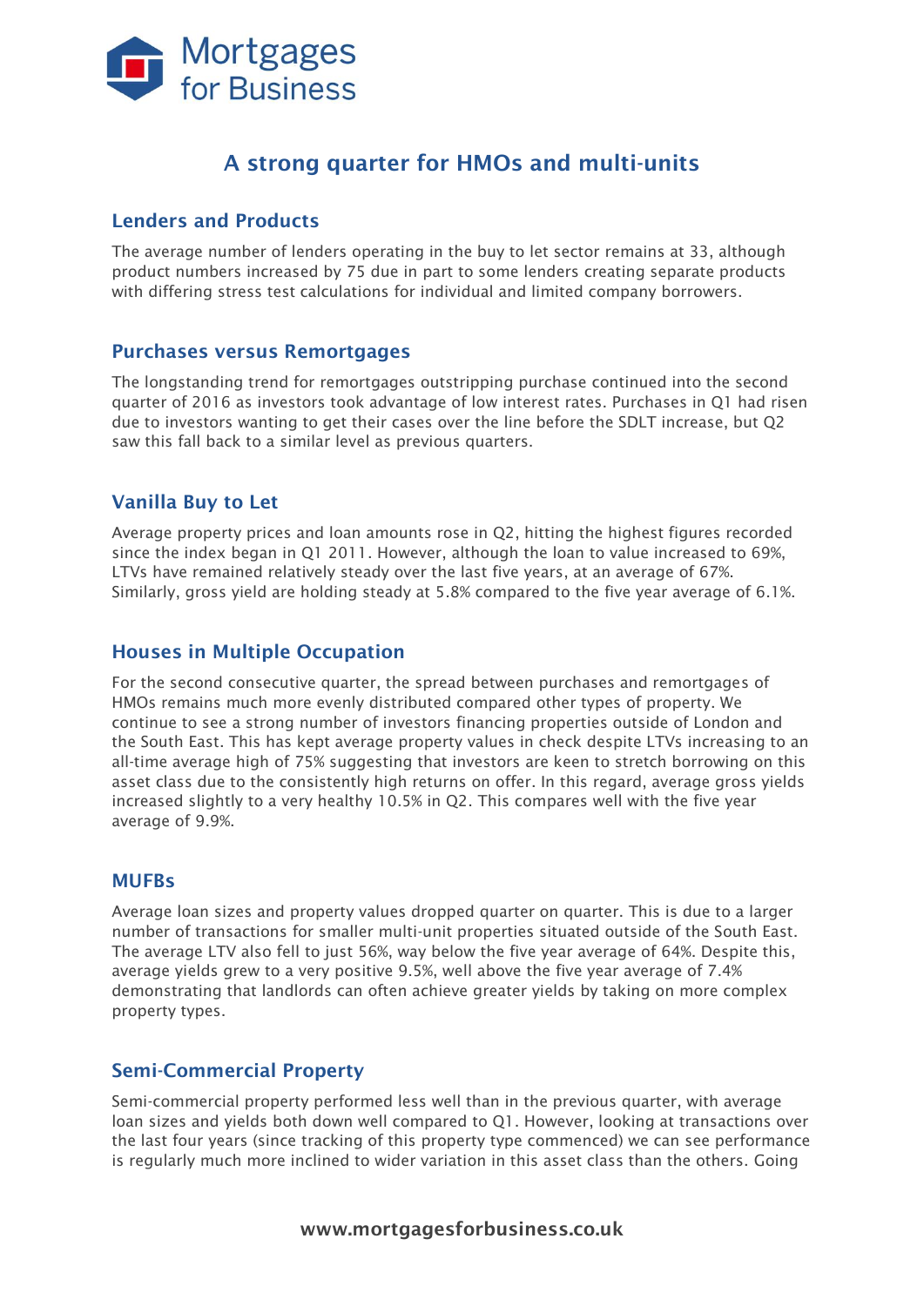## A strong quarter for HMOs and multi-units

### Lenders and Products

The average number of lenders operating in the buy to let sector remains at 33, although product numbers increased by 75 due in part to some lenders creating separate products with differing stress test calculations for individual and limited company borrowers.

### Purchases versus Remortgages

The longstanding trend for remortgages outstripping purchase continued into the second quarter of 2016 as investors took advantage of low interest rates. Purchases in Q1 had risen due to investors wanting to get their cases over the line before the SDLT increase, but Q2 saw this fall back to a similar level as previous quarters.

### Vanilla Buy to Let

Average property prices and loan amounts rose in Q2, hitting the highest figures recorded since the index began in Q1 2011. However, although the loan to value increased to 69%, LTVs have remained relatively steady over the last five years, at an average of 67%. Similarly, gross yield are holding steady at 5.8% compared to the five year average of 6.1%.

### Houses in Multiple Occupation

For the second consecutive quarter, the spread between purchases and remortgages of HMOs remains much more evenly distributed compared other types of property. We continue to see a strong number of investors financing properties outside of London and the South East. This has kept average property values in check despite LTVs increasing to an all-time average high of 75% suggesting that investors are keen to stretch borrowing on this asset class due to the consistently high returns on offer. In this regard, average gross yields increased slightly to a very healthy 10.5% in Q2. This compares well with the five year average of 9.9%.

### MUFBs

Average loan sizes and property values dropped quarter on quarter. This is due to a larger number of transactions for smaller multi-unit properties situated outside of the South East. The average LTV also fell to just 56%, way below the five year average of 64%. Despite this, average yields grew to a very positive 9.5%, well above the five year average of 7.4% demonstrating that landlords can often achieve greater yields by taking on more complex property types.

### Semi-Commercial Property

Semi-commercial property performed less well than in the previous quarter, with average loan sizes and yields both down well compared to Q1. However, looking at transactions over the last four years (since tracking of this property type commenced) we can see performance is regularly much more inclined to wider variation in this asset class than the others. Going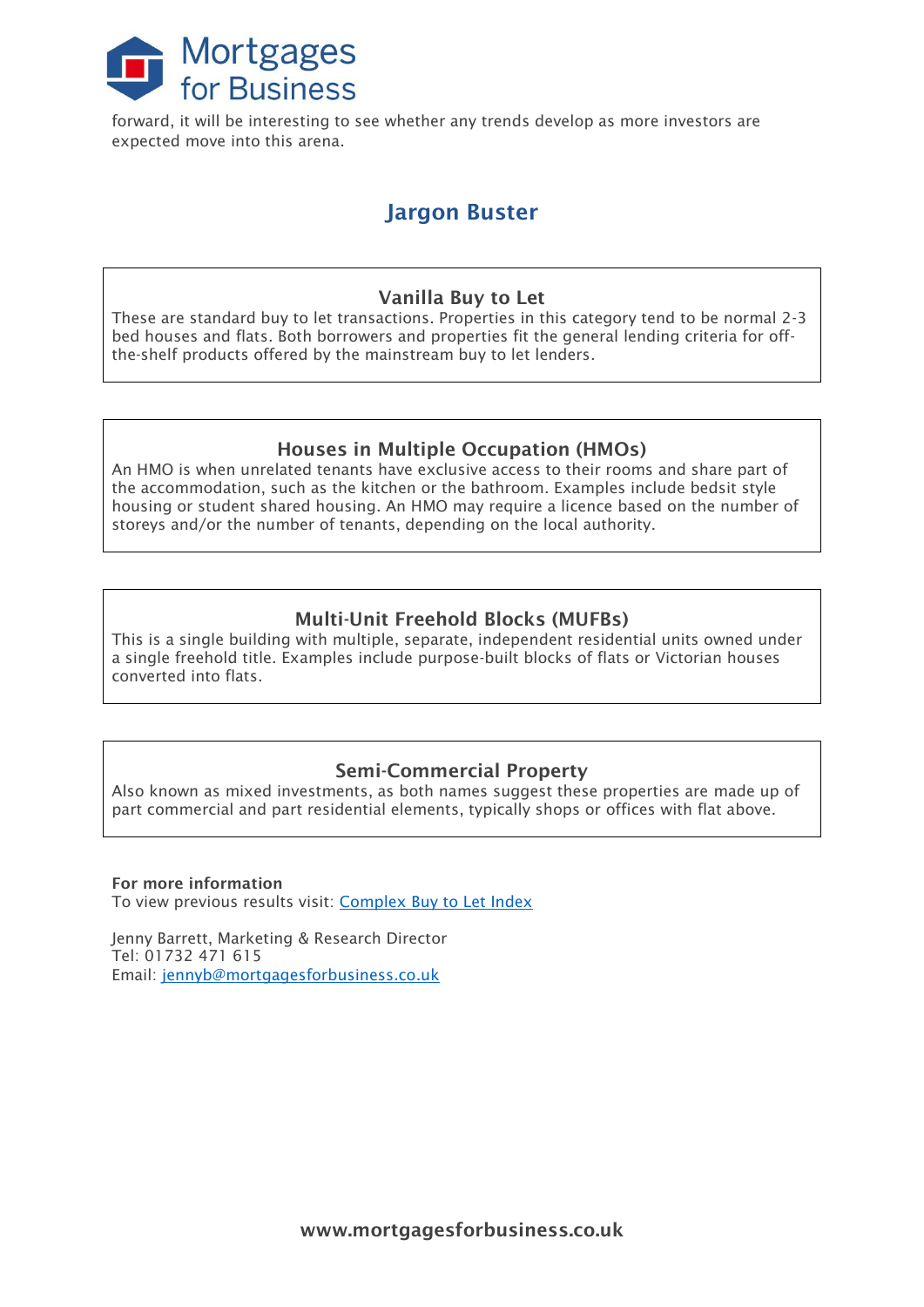forward, it will be interesting to see whether any trends develop as more investors are expected move into this arena.

## Jargon Buster

### Vanilla Buy to Let

These are standard buy to let transactions. Properties in this category tend to be normal 2-3 bed houses and flats. Both borrowers and properties fit the general lending criteria for off-the-shelf products offered by the mainstream buy to let lenders.

### Houses in Multiple Occupation (HMOs)

An HMO is when unrelated tenants have exclusive access to their rooms and share part of the accommodation, such as the kitchen or the bathroom. Examples include bedsit style housing or student shared housing. An HMO may require a licence based on the number of storeys and/or the number of tenants, depending on the local authority.

### Multi-Unit Freehold Blocks (MUFBs)

This is a single building with multiple, separate, independent residential units owned under a single freehold title. Examples include purpose-built blocks of flats or Victorian houses converted into flats.

### Semi-Commercial Property

Also known as mixed investments, as both names suggest these properties are made up of part commercial and part residential elements, typically shops or offices with flat above.

**For more information**
To view previous results visit: [Complex Buy to Let Index]

Jenny Barrett, Marketing & Research Director
Tel: 01732 471 615
Email: jennyb@mortgagesforbusiness.co.uk

www.mortgagesforbusiness.co.uk